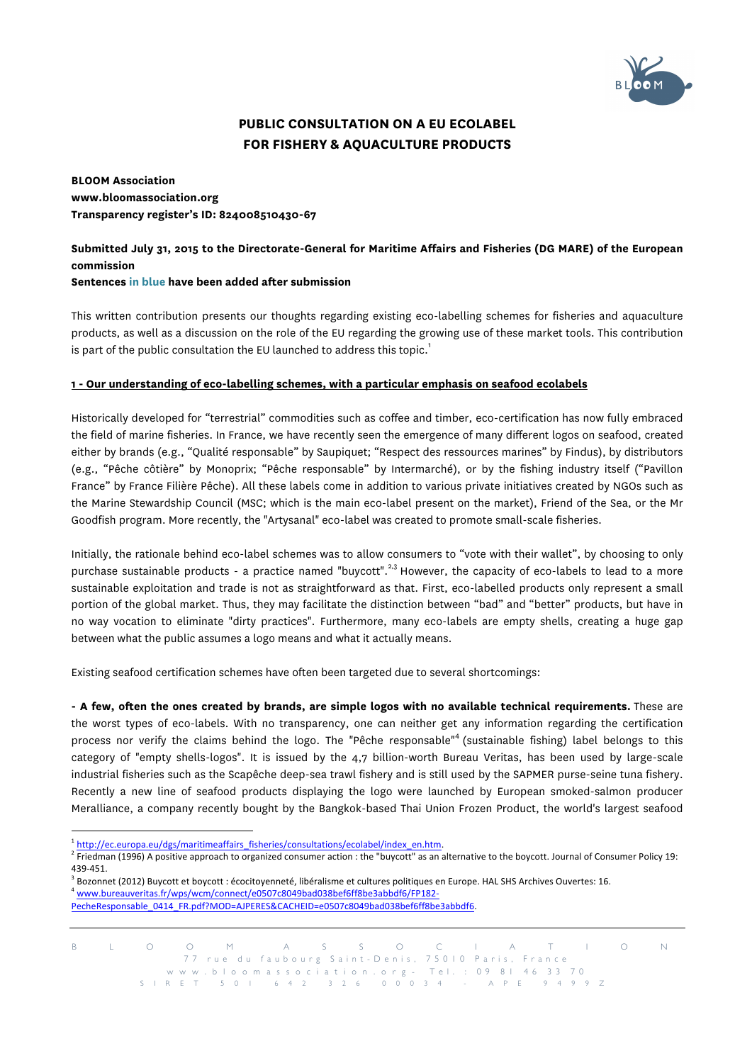# PUBLIC CONSULTATION ON A EU ECOLABEL FOR FISHERY & AQUACULTURE PRODUCTS

**BLOOM Association**
**www.bloomassociation.org**
**Transparency register's ID: 824008510430-67**

**Submitted July 31, 2015 to the Directorate-General for Maritime Affairs and Fisheries (DG MARE) of the European commission**
**Sentences in blue have been added after submission**

This written contribution presents our thoughts regarding existing eco-labelling schemes for fisheries and aquaculture products, as well as a discussion on the role of the EU regarding the growing use of these market tools. This contribution is part of the public consultation the EU launched to address this topic.[1]

## 1 - Our understanding of eco-labelling schemes, with a particular emphasis on seafood ecolabels

Historically developed for "terrestrial" commodities such as coffee and timber, eco-certification has now fully embraced the field of marine fisheries. In France, we have recently seen the emergence of many different logos on seafood, created either by brands (e.g., "Qualité responsable" by Saupiquet; "Respect des ressources marines" by Findus), by distributors (e.g., "Pêche côtière" by Monoprix; "Pêche responsable" by Intermarché), or by the fishing industry itself ("Pavillon France" by France Filière Pêche). All these labels come in addition to various private initiatives created by NGOs such as the Marine Stewardship Council (MSC; which is the main eco-label present on the market), Friend of the Sea, or the Mr Goodfish program. More recently, the "Artysanal" eco-label was created to promote small-scale fisheries.

Initially, the rationale behind eco-label schemes was to allow consumers to "vote with their wallet", by choosing to only purchase sustainable products - a practice named "buycott".[2,3] However, the capacity of eco-labels to lead to a more sustainable exploitation and trade is not as straightforward as that. First, eco-labelled products only represent a small portion of the global market. Thus, they may facilitate the distinction between "bad" and "better" products, but have in no way vocation to eliminate "dirty practices". Furthermore, many eco-labels are empty shells, creating a huge gap between what the public assumes a logo means and what it actually means.

Existing seafood certification schemes have often been targeted due to several shortcomings:

**- A few, often the ones created by brands, are simple logos with no available technical requirements.** These are the worst types of eco-labels. With no transparency, one can neither get any information regarding the certification process nor verify the claims behind the logo. The "Pêche responsable"[4] (sustainable fishing) label belongs to this category of "empty shells-logos". It is issued by the 4,7 billion-worth Bureau Veritas, has been used by large-scale industrial fisheries such as the Scapêche deep-sea trawl fishery and is still used by the SAPMER purse-seine tuna fishery. Recently a new line of seafood products displaying the logo were launched by European smoked-salmon producer Meralliance, a company recently bought by the Bangkok-based Thai Union Frozen Product, the world's largest seafood

---

[1] http://ec.europa.eu/dgs/maritimeaffairs_fisheries/consultations/ecolabel/index_en.htm.

[2] Friedman (1996) A positive approach to organized consumer action : the "buycott" as an alternative to the boycott. Journal of Consumer Policy 19: 439-451.

[3] Bozonnet (2012) Buycott et boycott : écocitoyenneté, libéralisme et cultures politiques en Europe. HAL SHS Archives Ouvertes: 16.

[4] www.bureauveritas.fr/wps/wcm/connect/e0507c8049bad038bef6ff8be3abbdf6/FP182-PecheResponsable_0414_FR.pdf?MOD=AJPERES&CACHEID=e0507c8049bad038bef6ff8be3abbdf6.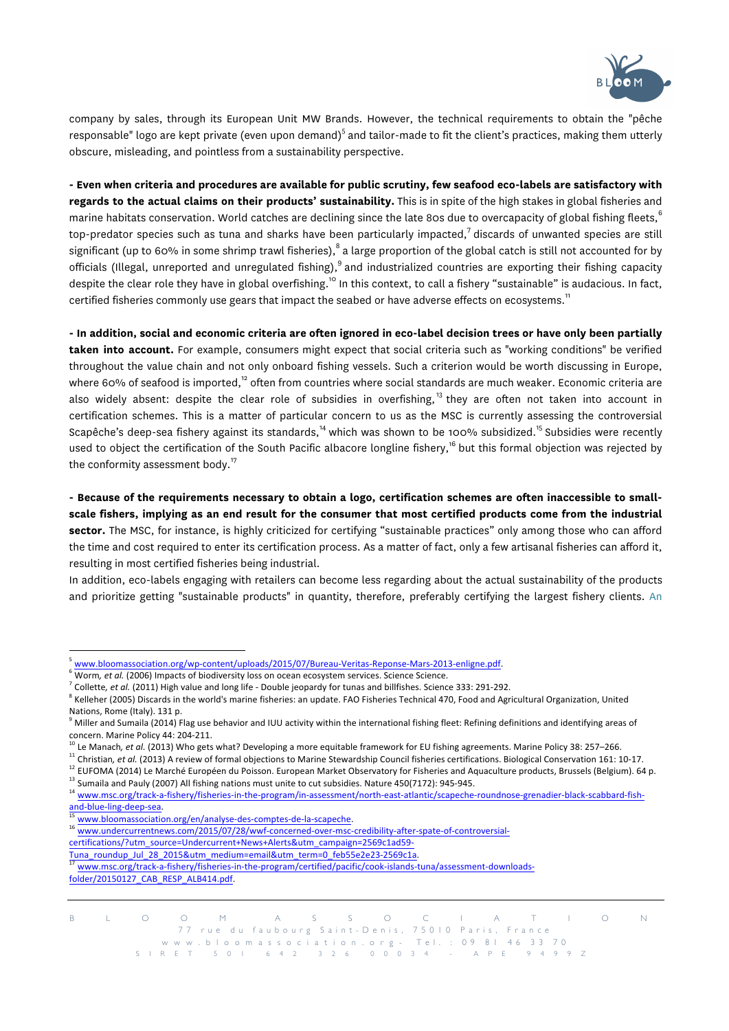company by sales, through its European Unit MW Brands. However, the technical requirements to obtain the "pêche responsable" logo are kept private (even upon demand)[5] and tailor-made to fit the client's practices, making them utterly obscure, misleading, and pointless from a sustainability perspective.

**- Even when criteria and procedures are available for public scrutiny, few seafood eco-labels are satisfactory with regards to the actual claims on their products' sustainability.** This is in spite of the high stakes in global fisheries and marine habitats conservation. World catches are declining since the late 80s due to overcapacity of global fishing fleets,[6] top-predator species such as tuna and sharks have been particularly impacted,[7] discards of unwanted species are still significant (up to 60% in some shrimp trawl fisheries),[8] a large proportion of the global catch is still not accounted for by officials (Illegal, unreported and unregulated fishing),[9] and industrialized countries are exporting their fishing capacity despite the clear role they have in global overfishing.[10] In this context, to call a fishery "sustainable" is audacious. In fact, certified fisheries commonly use gears that impact the seabed or have adverse effects on ecosystems.[11]

**- In addition, social and economic criteria are often ignored in eco-label decision trees or have only been partially taken into account.** For example, consumers might expect that social criteria such as "working conditions" be verified throughout the value chain and not only onboard fishing vessels. Such a criterion would be worth discussing in Europe, where 60% of seafood is imported,[12] often from countries where social standards are much weaker. Economic criteria are also widely absent: despite the clear role of subsidies in overfishing,[13] they are often not taken into account in certification schemes. This is a matter of particular concern to us as the MSC is currently assessing the controversial Scapêche's deep-sea fishery against its standards,[14] which was shown to be 100% subsidized.[15] Subsidies were recently used to object the certification of the South Pacific albacore longline fishery,[16] but this formal objection was rejected by the conformity assessment body.[17]

**- Because of the requirements necessary to obtain a logo, certification schemes are often inaccessible to small-scale fishers, implying as an end result for the consumer that most certified products come from the industrial sector.** The MSC, for instance, is highly criticized for certifying "sustainable practices" only among those who can afford the time and cost required to enter its certification process. As a matter of fact, only a few artisanal fisheries can afford it, resulting in most certified fisheries being industrial.

In addition, eco-labels engaging with retailers can become less regarding about the actual sustainability of the products and prioritize getting "sustainable products" in quantity, therefore, preferably certifying the largest fishery clients. An

---

[5] www.bloomassociation.org/wp-content/uploads/2015/07/Bureau-Veritas-Reponse-Mars-2013-enligne.pdf.

[6] Worm, *et al.* (2006) Impacts of biodiversity loss on ocean ecosystem services. Science Science.

[7] Collette, *et al.* (2011) High value and long life - Double jeopardy for tunas and billfishes. Science 333: 291-292.

[8] Kelleher (2005) Discards in the world's marine fisheries: an update. FAO Fisheries Technical 470, Food and Agricultural Organization, United Nations, Rome (Italy). 131 p.

[9] Miller and Sumaila (2014) Flag use behavior and IUU activity within the international fishing fleet: Refining definitions and identifying areas of concern. Marine Policy 44: 204-211.

[10] Le Manach, *et al.* (2013) Who gets what? Developing a more equitable framework for EU fishing agreements. Marine Policy 38: 257–266.

[11] Christian, *et al.* (2013) A review of formal objections to Marine Stewardship Council fisheries certifications. Biological Conservation 161: 10-17.

[12] EUFOMA (2014) Le Marché Européen du Poisson. European Market Observatory for Fisheries and Aquaculture products, Brussels (Belgium). 64 p.

[13] Sumaila and Pauly (2007) All fishing nations must unite to cut subsidies. Nature 450(7172): 945-945.

[14] www.msc.org/track-a-fishery/fisheries-in-the-program/in-assessment/north-east-atlantic/scapeche-roundnose-grenadier-black-scabbard-fish-and-blue-ling-deep-sea.

[15] www.bloomassociation.org/en/analyse-des-comptes-de-la-scapeche.

[16] www.undercurrentnews.com/2015/07/28/wwf-concerned-over-msc-credibility-after-spate-of-controversial-certifications/?utm_source=Undercurrent+News+Alerts&utm_campaign=2569c1ad59-Tuna_roundup_Jul_28_2015&utm_medium=email&utm_term=0_feb55e2e23-2569c1a.

[17] www.msc.org/track-a-fishery/fisheries-in-the-program/certified/pacific/cook-islands-tuna/assessment-downloads-folder/20150127_CAB_RESP_ALB414.pdf.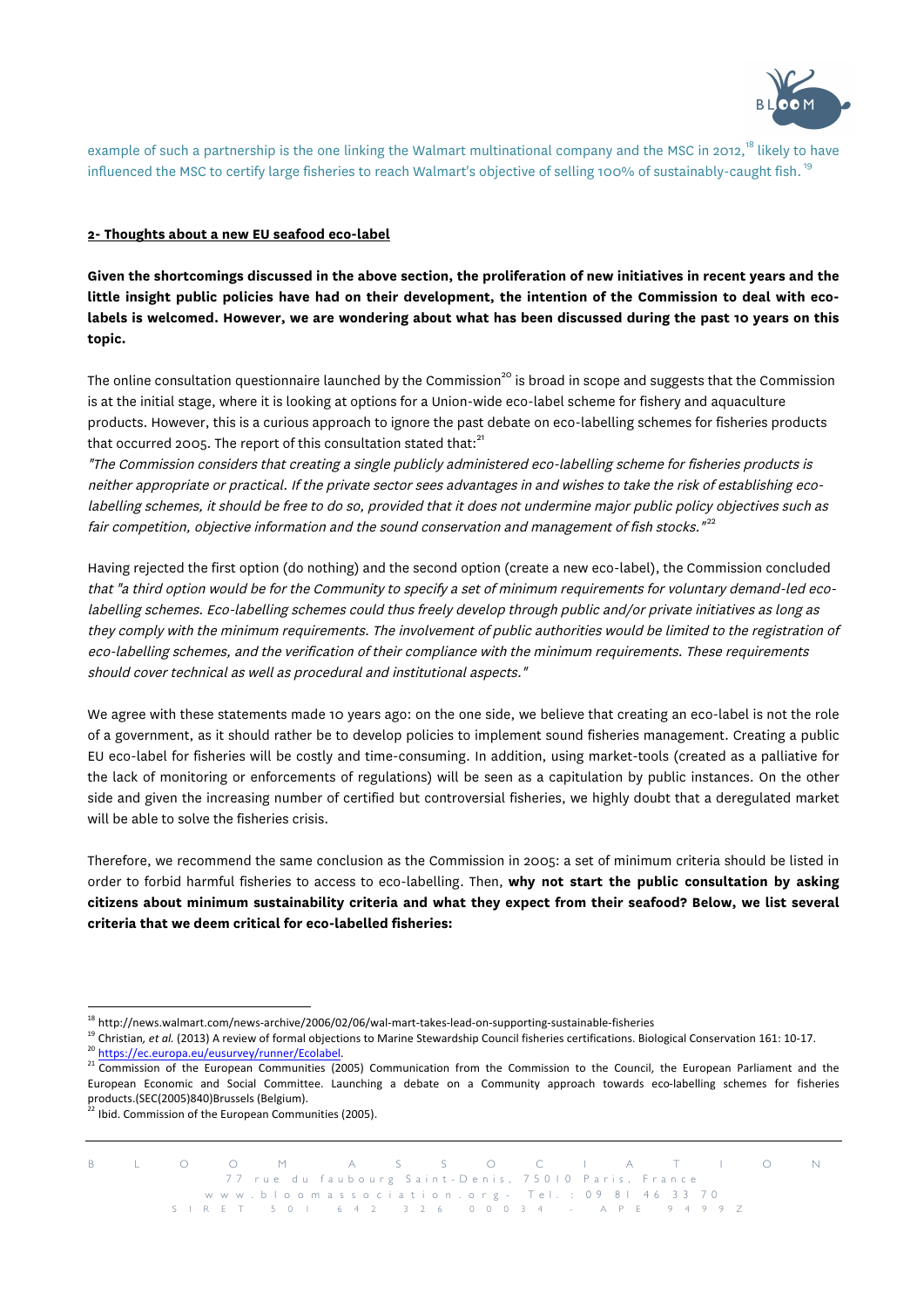example of such a partnership is the one linking the Walmart multinational company and the MSC in 2012,[18] likely to have influenced the MSC to certify large fisheries to reach Walmart's objective of selling 100% of sustainably-caught fish.[19]

**2- Thoughts about a new EU seafood eco-label**

**Given the shortcomings discussed in the above section, the proliferation of new initiatives in recent years and the little insight public policies have had on their development, the intention of the Commission to deal with eco-labels is welcomed. However, we are wondering about what has been discussed during the past 10 years on this topic.**

The online consultation questionnaire launched by the Commission[20] is broad in scope and suggests that the Commission is at the initial stage, where it is looking at options for a Union-wide eco-label scheme for fishery and aquaculture products. However, this is a curious approach to ignore the past debate on eco-labelling schemes for fisheries products that occurred 2005. The report of this consultation stated that:[21]

*"The Commission considers that creating a single publicly administered eco-labelling scheme for fisheries products is neither appropriate or practical. If the private sector sees advantages in and wishes to take the risk of establishing eco-labelling schemes, it should be free to do so, provided that it does not undermine major public policy objectives such as fair competition, objective information and the sound conservation and management of fish stocks."*[22]

Having rejected the first option (do nothing) and the second option (create a new eco-label), the Commission concluded *that "a third option would be for the Community to specify a set of minimum requirements for voluntary demand-led eco-labelling schemes. Eco-labelling schemes could thus freely develop through public and/or private initiatives as long as they comply with the minimum requirements. The involvement of public authorities would be limited to the registration of eco-labelling schemes, and the verification of their compliance with the minimum requirements. These requirements should cover technical as well as procedural and institutional aspects."*

We agree with these statements made 10 years ago: on the one side, we believe that creating an eco-label is not the role of a government, as it should rather be to develop policies to implement sound fisheries management. Creating a public EU eco-label for fisheries will be costly and time-consuming. In addition, using market-tools (created as a palliative for the lack of monitoring or enforcements of regulations) will be seen as a capitulation by public instances. On the other side and given the increasing number of certified but controversial fisheries, we highly doubt that a deregulated market will be able to solve the fisheries crisis.

Therefore, we recommend the same conclusion as the Commission in 2005: a set of minimum criteria should be listed in order to forbid harmful fisheries to access to eco-labelling. Then, **why not start the public consultation by asking citizens about minimum sustainability criteria and what they expect from their seafood? Below, we list several criteria that we deem critical for eco-labelled fisheries:**

---

[18] http://news.walmart.com/news-archive/2006/02/06/wal-mart-takes-lead-on-supporting-sustainable-fisheries

[19] Christian, *et al.* (2013) A review of formal objections to Marine Stewardship Council fisheries certifications. Biological Conservation 161: 10-17.

[20] https://ec.europa.eu/eusurvey/runner/Ecolabel.

[21] Commission of the European Communities (2005) Communication from the Commission to the Council, the European Parliament and the European Economic and Social Committee. Launching a debate on a Community approach towards eco-labelling schemes for fisheries products.(SEC(2005)840)Brussels (Belgium).

[22] Ibid. Commission of the European Communities (2005).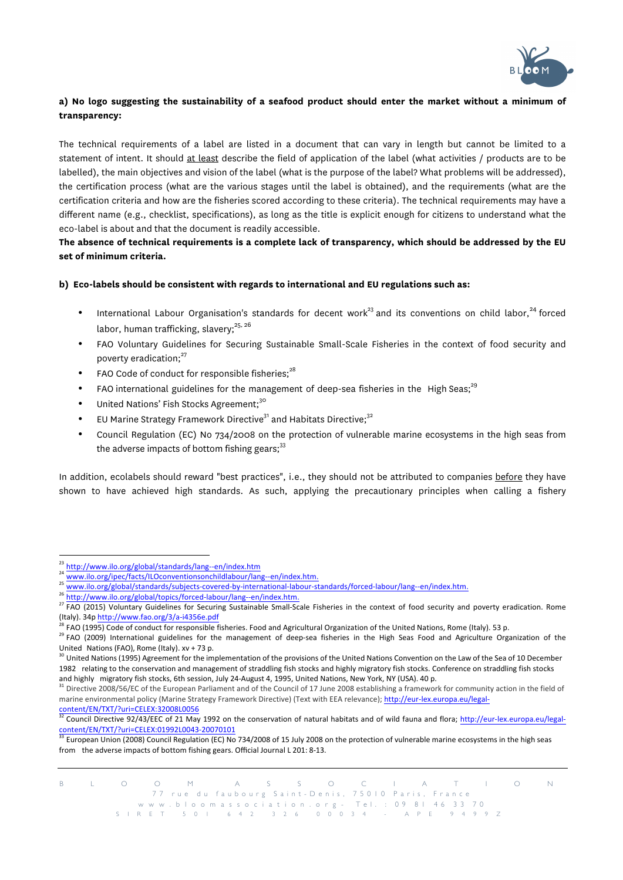**a) No logo suggesting the sustainability of a seafood product should enter the market without a minimum of transparency:**

The technical requirements of a label are listed in a document that can vary in length but cannot be limited to a statement of intent. It should at least describe the field of application of the label (what activities / products are to be labelled), the main objectives and vision of the label (what is the purpose of the label? What problems will be addressed), the certification process (what are the various stages until the label is obtained), and the requirements (what are the certification criteria and how are the fisheries scored according to these criteria). The technical requirements may have a different name (e.g., checklist, specifications), as long as the title is explicit enough for citizens to understand what the eco-label is about and that the document is readily accessible.

**The absence of technical requirements is a complete lack of transparency, which should be addressed by the EU set of minimum criteria.**

**b) Eco-labels should be consistent with regards to international and EU regulations such as:**

- International Labour Organisation's standards for decent work[23] and its conventions on child labor,[24] forced labor, human trafficking, slavery;[25, 26]
- FAO Voluntary Guidelines for Securing Sustainable Small-Scale Fisheries in the context of food security and poverty eradication;[27]
- FAO Code of conduct for responsible fisheries;[28]
- FAO international guidelines for the management of deep-sea fisheries in the High Seas;[29]
- United Nations' Fish Stocks Agreement;[30]
- EU Marine Strategy Framework Directive[31] and Habitats Directive;[32]
- Council Regulation (EC) No 734/2008 on the protection of vulnerable marine ecosystems in the high seas from the adverse impacts of bottom fishing gears;[33]

In addition, ecolabels should reward "best practices", i.e., they should not be attributed to companies before they have shown to have achieved high standards. As such, applying the precautionary principles when calling a fishery

---

[23] http://www.ilo.org/global/standards/lang--en/index.htm

[24] www.ilo.org/ipec/facts/ILOconventionsonchildlabour/lang--en/index.htm.

[25] www.ilo.org/global/standards/subjects-covered-by-international-labour-standards/forced-labour/lang--en/index.htm.

[26] http://www.ilo.org/global/topics/forced-labour/lang--en/index.htm.

[27] FAO (2015) Voluntary Guidelines for Securing Sustainable Small-Scale Fisheries in the context of food security and poverty eradication. Rome (Italy). 34p http://www.fao.org/3/a-i4356e.pdf

[28] FAO (1995) Code of conduct for responsible fisheries. Food and Agricultural Organization of the United Nations, Rome (Italy). 53 p.

[29] FAO (2009) International guidelines for the management of deep-sea fisheries in the High Seas Food and Agriculture Organization of the United Nations (FAO), Rome (Italy). xv + 73 p.

[30] United Nations (1995) Agreement for the implementation of the provisions of the United Nations Convention on the Law of the Sea of 10 December 1982 relating to the conservation and management of straddling fish stocks and highly migratory fish stocks. Conference on straddling fish stocks and highly migratory fish stocks, 6th session, July 24-August 4, 1995, United Nations, New York, NY (USA). 40 p.

[31] Directive 2008/56/EC of the European Parliament and of the Council of 17 June 2008 establishing a framework for community action in the field of marine environmental policy (Marine Strategy Framework Directive) (Text with EEA relevance); http://eur-lex.europa.eu/legal-content/EN/TXT/?uri=CELEX:32008L0056

[32] Council Directive 92/43/EEC of 21 May 1992 on the conservation of natural habitats and of wild fauna and flora; http://eur-lex.europa.eu/legal-content/EN/TXT/?uri=CELEX:01992L0043-20070101

[33] European Union (2008) Council Regulation (EC) No 734/2008 of 15 July 2008 on the protection of vulnerable marine ecosystems in the high seas from the adverse impacts of bottom fishing gears. Official Journal L 201: 8-13.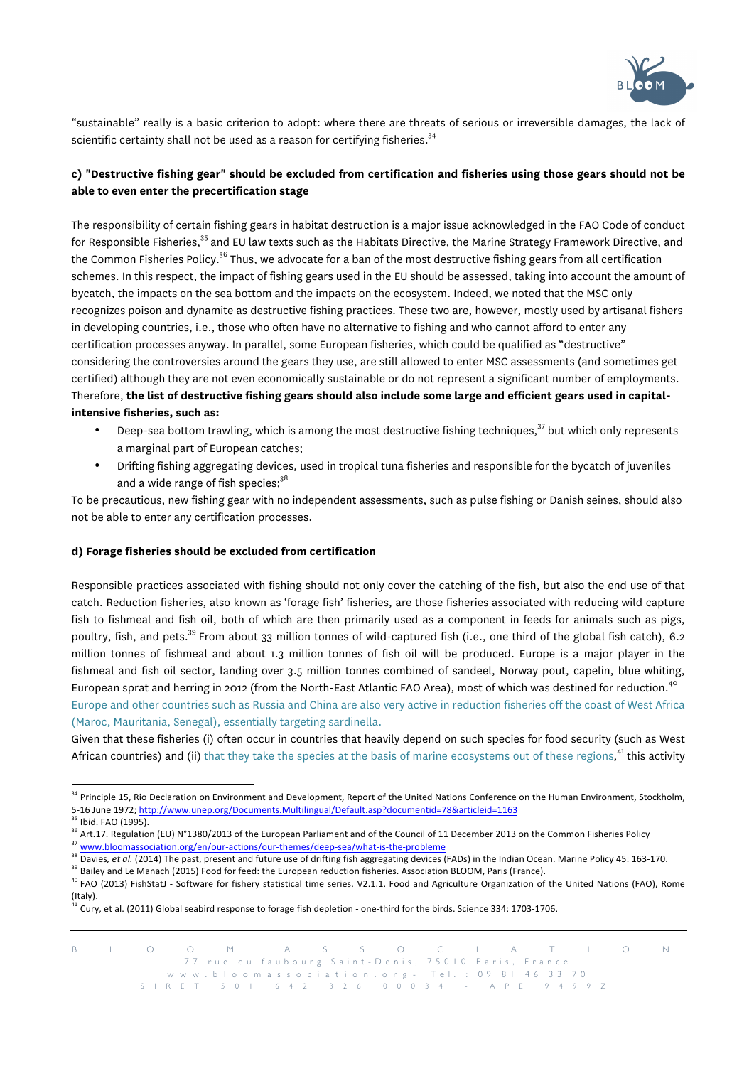"sustainable" really is a basic criterion to adopt: where there are threats of serious or irreversible damages, the lack of scientific certainty shall not be used as a reason for certifying fisheries.[34]

**c) "Destructive fishing gear" should be excluded from certification and fisheries using those gears should not be able to even enter the precertification stage**

The responsibility of certain fishing gears in habitat destruction is a major issue acknowledged in the FAO Code of conduct for Responsible Fisheries,[35] and EU law texts such as the Habitats Directive, the Marine Strategy Framework Directive, and the Common Fisheries Policy.[36] Thus, we advocate for a ban of the most destructive fishing gears from all certification schemes. In this respect, the impact of fishing gears used in the EU should be assessed, taking into account the amount of bycatch, the impacts on the sea bottom and the impacts on the ecosystem. Indeed, we noted that the MSC only recognizes poison and dynamite as destructive fishing practices. These two are, however, mostly used by artisanal fishers in developing countries, i.e., those who often have no alternative to fishing and who cannot afford to enter any certification processes anyway. In parallel, some European fisheries, which could be qualified as "destructive" considering the controversies around the gears they use, are still allowed to enter MSC assessments (and sometimes get certified) although they are not even economically sustainable or do not represent a significant number of employments. Therefore, **the list of destructive fishing gears should also include some large and efficient gears used in capital-intensive fisheries, such as:**

- Deep-sea bottom trawling, which is among the most destructive fishing techniques,[37] but which only represents a marginal part of European catches;
- Drifting fishing aggregating devices, used in tropical tuna fisheries and responsible for the bycatch of juveniles and a wide range of fish species;[38]

To be precautious, new fishing gear with no independent assessments, such as pulse fishing or Danish seines, should also not be able to enter any certification processes.

**d) Forage fisheries should be excluded from certification**

Responsible practices associated with fishing should not only cover the catching of the fish, but also the end use of that catch. Reduction fisheries, also known as 'forage fish' fisheries, are those fisheries associated with reducing wild capture fish to fishmeal and fish oil, both of which are then primarily used as a component in feeds for animals such as pigs, poultry, fish, and pets.[39] From about 33 million tonnes of wild-captured fish (i.e., one third of the global fish catch), 6.2 million tonnes of fishmeal and about 1.3 million tonnes of fish oil will be produced. Europe is a major player in the fishmeal and fish oil sector, landing over 3.5 million tonnes combined of sandeel, Norway pout, capelin, blue whiting, European sprat and herring in 2012 (from the North-East Atlantic FAO Area), most of which was destined for reduction.[40] Europe and other countries such as Russia and China are also very active in reduction fisheries off the coast of West Africa (Maroc, Mauritania, Senegal), essentially targeting sardinella.

Given that these fisheries (i) often occur in countries that heavily depend on such species for food security (such as West African countries) and (ii) that they take the species at the basis of marine ecosystems out of these regions,[41] this activity

---

[34] Principle 15, Rio Declaration on Environment and Development, Report of the United Nations Conference on the Human Environment, Stockholm, 5-16 June 1972; http://www.unep.org/Documents.Multilingual/Default.asp?documentid=78&articleid=1163

[35] Ibid. FAO (1995).

[36] Art.17. Regulation (EU) N°1380/2013 of the European Parliament and of the Council of 11 December 2013 on the Common Fisheries Policy

[37] www.bloomassociation.org/en/our-actions/our-themes/deep-sea/what-is-the-probleme

[38] Davies, *et al.* (2014) The past, present and future use of drifting fish aggregating devices (FADs) in the Indian Ocean. Marine Policy 45: 163-170.

[39] Bailey and Le Manach (2015) Food for feed: the European reduction fisheries. Association BLOOM, Paris (France).

[40] FAO (2013) FishStatJ - Software for fishery statistical time series. V2.1.1. Food and Agriculture Organization of the United Nations (FAO), Rome (Italy).

[41] Cury, et al. (2011) Global seabird response to forage fish depletion - one-third for the birds. Science 334: 1703-1706.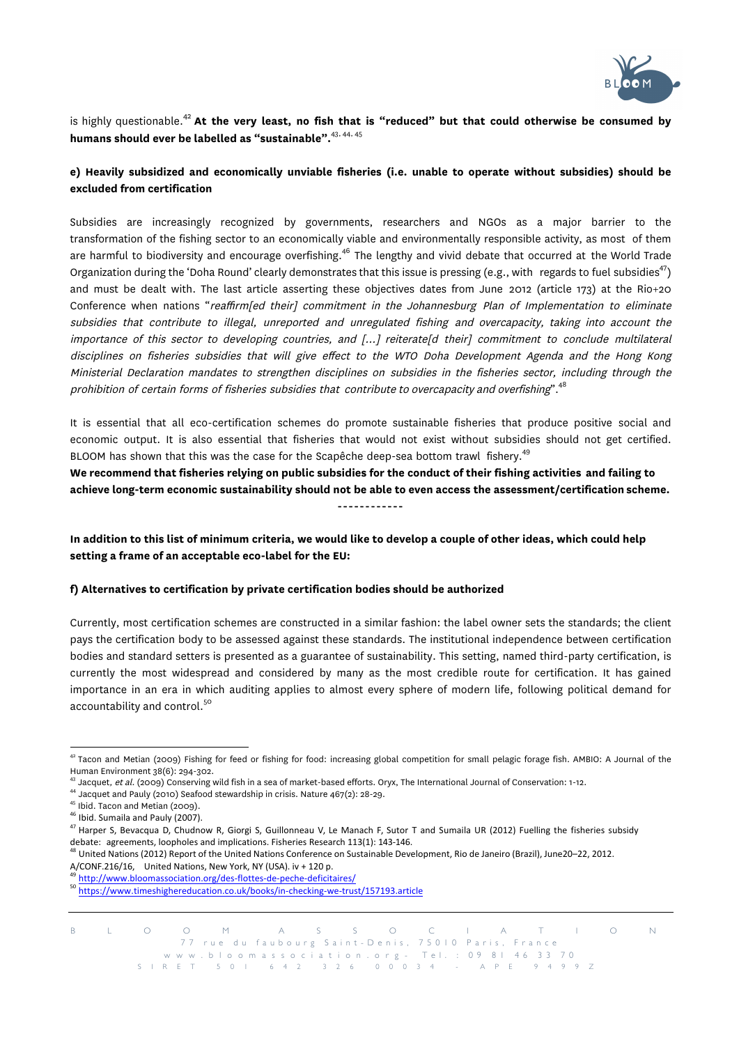is highly questionable.[42] **At the very least, no fish that is "reduced" but that could otherwise be consumed by humans should ever be labelled as "sustainable".**[43, 44, 45]

**e) Heavily subsidized and economically unviable fisheries (i.e. unable to operate without subsidies) should be excluded from certification**

Subsidies are increasingly recognized by governments, researchers and NGOs as a major barrier to the transformation of the fishing sector to an economically viable and environmentally responsible activity, as most of them are harmful to biodiversity and encourage overfishing.[46] The lengthy and vivid debate that occurred at the World Trade Organization during the 'Doha Round' clearly demonstrates that this issue is pressing (e.g., with regards to fuel subsidies[47]) and must be dealt with. The last article asserting these objectives dates from June 2012 (article 173) at the Rio+20 Conference when nations "*reaffirm[ed their] commitment in the Johannesburg Plan of Implementation to eliminate subsidies that contribute to illegal, unreported and unregulated fishing and overcapacity, taking into account the importance of this sector to developing countries, and [...] reiterate[d their] commitment to conclude multilateral disciplines on fisheries subsidies that will give effect to the WTO Doha Development Agenda and the Hong Kong Ministerial Declaration mandates to strengthen disciplines on subsidies in the fisheries sector, including through the prohibition of certain forms of fisheries subsidies that contribute to overcapacity and overfishing*".[48]

It is essential that all eco-certification schemes do promote sustainable fisheries that produce positive social and economic output. It is also essential that fisheries that would not exist without subsidies should not get certified. BLOOM has shown that this was the case for the Scapêche deep-sea bottom trawl fishery.[49]
**We recommend that fisheries relying on public subsidies for the conduct of their fishing activities and failing to achieve long-term economic sustainability should not be able to even access the assessment/certification scheme.**

------------

**In addition to this list of minimum criteria, we would like to develop a couple of other ideas, which could help setting a frame of an acceptable eco-label for the EU:**

**f) Alternatives to certification by private certification bodies should be authorized**

Currently, most certification schemes are constructed in a similar fashion: the label owner sets the standards; the client pays the certification body to be assessed against these standards. The institutional independence between certification bodies and standard setters is presented as a guarantee of sustainability. This setting, named third-party certification, is currently the most widespread and considered by many as the most credible route for certification. It has gained importance in an era in which auditing applies to almost every sphere of modern life, following political demand for accountability and control.[50]

---

[42] Tacon and Metian (2009) Fishing for feed or fishing for food: increasing global competition for small pelagic forage fish. AMBIO: A Journal of the Human Environment 38(6): 294-302.
[43] Jacquet, *et al.* (2009) Conserving wild fish in a sea of market-based efforts. Oryx, The International Journal of Conservation: 1-12.
[44] Jacquet and Pauly (2010) Seafood stewardship in crisis. Nature 467(2): 28-29.
[45] Ibid. Tacon and Metian (2009).
[46] Ibid. Sumaila and Pauly (2007).
[47] Harper S, Bevacqua D, Chudnow R, Giorgi S, Guillonneau V, Le Manach F, Sutor T and Sumaila UR (2012) Fuelling the fisheries subsidy debate: agreements, loopholes and implications. Fisheries Research 113(1): 143-146.
[48] United Nations (2012) Report of the United Nations Conference on Sustainable Development, Rio de Janeiro (Brazil), June20–22, 2012. A/CONF.216/16, United Nations, New York, NY (USA). iv + 120 p.
[49] http://www.bloomassociation.org/des-flottes-de-peche-deficitaires/
[50] https://www.timeshighereducation.co.uk/books/in-checking-we-trust/157193.article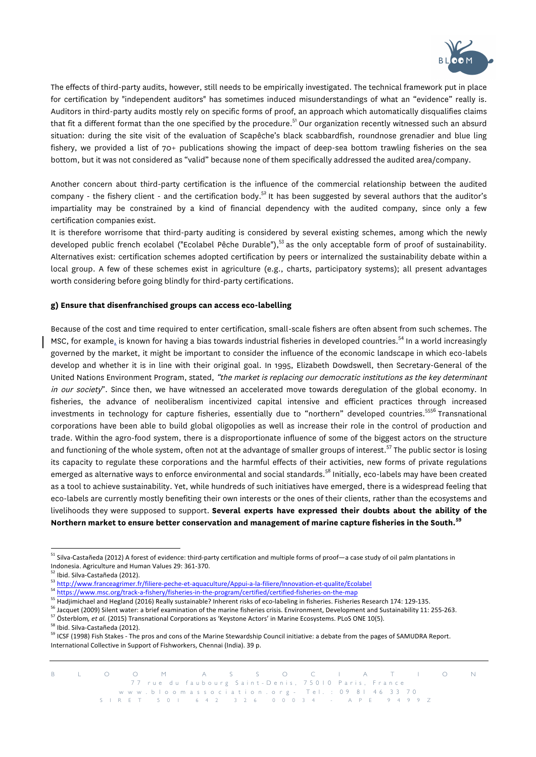The effects of third-party audits, however, still needs to be empirically investigated. The technical framework put in place for certification by "independent auditors" has sometimes induced misunderstandings of what an "evidence" really is. Auditors in third-party audits mostly rely on specific forms of proof, an approach which automatically disqualifies claims that fit a different format than the one specified by the procedure.[51] Our organization recently witnessed such an absurd situation: during the site visit of the evaluation of Scapêche's black scabbardfish, roundnose grenadier and blue ling fishery, we provided a list of 70+ publications showing the impact of deep-sea bottom trawling fisheries on the sea bottom, but it was not considered as "valid" because none of them specifically addressed the audited area/company.

Another concern about third-party certification is the influence of the commercial relationship between the audited company - the fishery client - and the certification body.[52] It has been suggested by several authors that the auditor's impartiality may be constrained by a kind of financial dependency with the audited company, since only a few certification companies exist.

It is therefore worrisome that third-party auditing is considered by several existing schemes, among which the newly developed public french ecolabel ("Ecolabel Pêche Durable"),[53] as the only acceptable form of proof of sustainability. Alternatives exist: certification schemes adopted certification by peers or internalized the sustainability debate within a local group. A few of these schemes exist in agriculture (e.g., charts, participatory systems); all present advantages worth considering before going blindly for third-party certifications.

#### g) Ensure that disenfranchised groups can access eco-labelling

Because of the cost and time required to enter certification, small-scale fishers are often absent from such schemes. The MSC, for example, is known for having a bias towards industrial fisheries in developed countries.[54] In a world increasingly governed by the market, it might be important to consider the influence of the economic landscape in which eco-labels develop and whether it is in line with their original goal. In 1995, Elizabeth Dowdswell, then Secretary-General of the United Nations Environment Program, stated, *"the market is replacing our democratic institutions as the key determinant in our society*". Since then, we have witnessed an accelerated move towards deregulation of the global economy. In fisheries, the advance of neoliberalism incentivized capital intensive and efficient practices through increased investments in technology for capture fisheries, essentially due to "northern" developed countries.[55][56] Transnational corporations have been able to build global oligopolies as well as increase their role in the control of production and trade. Within the agro-food system, there is a disproportionate influence of some of the biggest actors on the structure and functioning of the whole system, often not at the advantage of smaller groups of interest.[57] The public sector is losing its capacity to regulate these corporations and the harmful effects of their activities, new forms of private regulations emerged as alternative ways to enforce environmental and social standards.[58] Initially, eco-labels may have been created as a tool to achieve sustainability. Yet, while hundreds of such initiatives have emerged, there is a widespread feeling that eco-labels are currently mostly benefiting their own interests or the ones of their clients, rather than the ecosystems and livelihoods they were supposed to support. **Several experts have expressed their doubts about the ability of the Northern market to ensure better conservation and management of marine capture fisheries in the South.[59]**

---

[51] Silva-Castañeda (2012) A forest of evidence: third-party certification and multiple forms of proof—a case study of oil palm plantations in Indonesia. Agriculture and Human Values 29: 361-370.

[52] Ibid. Silva-Castañeda (2012).

[53] http://www.franceagrimer.fr/filiere-peche-et-aquaculture/Appui-a-la-filiere/Innovation-et-qualite/Ecolabel

[54] https://www.msc.org/track-a-fishery/fisheries-in-the-program/certified/certified-fisheries-on-the-map

[55] Hadjimichael and Hegland (2016) Really sustainable? Inherent risks of eco-labeling in fisheries. Fisheries Research 174: 129-135.

[56] Jacquet (2009) Silent water: a brief examination of the marine fisheries crisis. Environment, Development and Sustainability 11: 255-263.

[57] Österblom, *et al.* (2015) Transnational Corporations as 'Keystone Actors' in Marine Ecosystems. PLoS ONE 10(5).

[58] Ibid. Silva-Castañeda (2012).

[59] ICSF (1998) Fish Stakes - The pros and cons of the Marine Stewardship Council initiative: a debate from the pages of SAMUDRA Report. International Collective in Support of Fishworkers, Chennai (India). 39 p.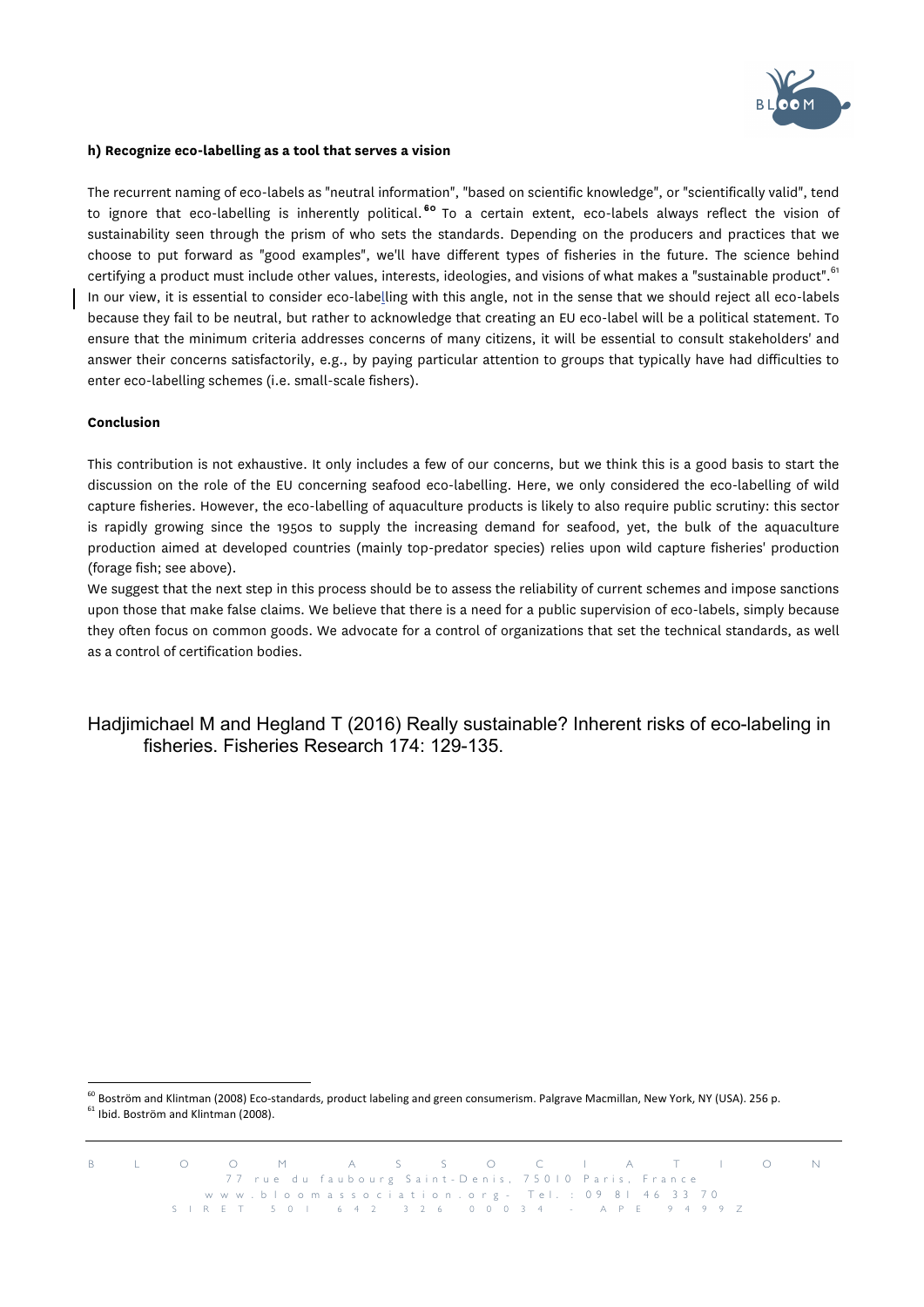#### h) Recognize eco-labelling as a tool that serves a vision

The recurrent naming of eco-labels as "neutral information", "based on scientific knowledge", or "scientifically valid", tend to ignore that eco-labelling is inherently political.[60] To a certain extent, eco-labels always reflect the vision of sustainability seen through the prism of who sets the standards. Depending on the producers and practices that we choose to put forward as "good examples", we'll have different types of fisheries in the future. The science behind certifying a product must include other values, interests, ideologies, and visions of what makes a "sustainable product".[61] In our view, it is essential to consider eco-labelling with this angle, not in the sense that we should reject all eco-labels because they fail to be neutral, but rather to acknowledge that creating an EU eco-label will be a political statement. To ensure that the minimum criteria addresses concerns of many citizens, it will be essential to consult stakeholders' and answer their concerns satisfactorily, e.g., by paying particular attention to groups that typically have had difficulties to enter eco-labelling schemes (i.e. small-scale fishers).

#### Conclusion

This contribution is not exhaustive. It only includes a few of our concerns, but we think this is a good basis to start the discussion on the role of the EU concerning seafood eco-labelling. Here, we only considered the eco-labelling of wild capture fisheries. However, the eco-labelling of aquaculture products is likely to also require public scrutiny: this sector is rapidly growing since the 1950s to supply the increasing demand for seafood, yet, the bulk of the aquaculture production aimed at developed countries (mainly top-predator species) relies upon wild capture fisheries' production (forage fish; see above).

We suggest that the next step in this process should be to assess the reliability of current schemes and impose sanctions upon those that make false claims. We believe that there is a need for a public supervision of eco-labels, simply because they often focus on common goods. We advocate for a control of organizations that set the technical standards, as well as a control of certification bodies.

Hadjimichael M and Hegland T (2016) Really sustainable? Inherent risks of eco-labeling in fisheries. Fisheries Research 174: 129-135.

---

[60] Boström and Klintman (2008) Eco-standards, product labeling and green consumerism. Palgrave Macmillan, New York, NY (USA). 256 p.

[61] Ibid. Boström and Klintman (2008).